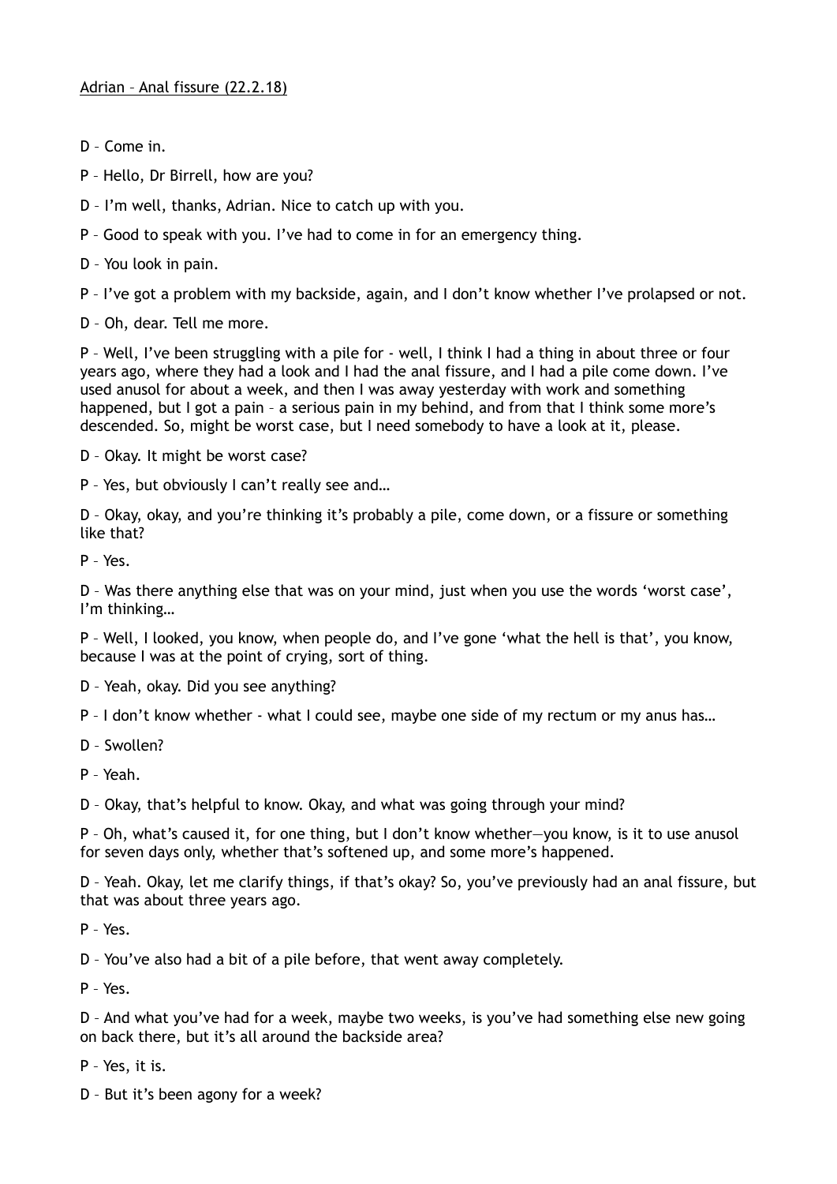Adrian – Anal fissure (22.2.18)

D – Come in.

P – Hello, Dr Birrell, how are you?

D – I'm well, thanks, Adrian. Nice to catch up with you.

P – Good to speak with you. I've had to come in for an emergency thing.

D – You look in pain.

P – I've got a problem with my backside, again, and I don't know whether I've prolapsed or not.

D – Oh, dear. Tell me more.

P – Well, I've been struggling with a pile for - well, I think I had a thing in about three or four years ago, where they had a look and I had the anal fissure, and I had a pile come down. I've used anusol for about a week, and then I was away yesterday with work and something happened, but I got a pain – a serious pain in my behind, and from that I think some more's descended. So, might be worst case, but I need somebody to have a look at it, please.

D – Okay. It might be worst case?

P – Yes, but obviously I can't really see and…

D – Okay, okay, and you're thinking it's probably a pile, come down, or a fissure or something like that?

P – Yes.

D – Was there anything else that was on your mind, just when you use the words 'worst case', I'm thinking…

P – Well, I looked, you know, when people do, and I've gone 'what the hell is that', you know, because I was at the point of crying, sort of thing.

D – Yeah, okay. Did you see anything?

P – I don't know whether - what I could see, maybe one side of my rectum or my anus has…

D – Swollen?

P – Yeah.

D – Okay, that's helpful to know. Okay, and what was going through your mind?

P – Oh, what's caused it, for one thing, but I don't know whether—you know, is it to use anusol for seven days only, whether that's softened up, and some more's happened.

D – Yeah. Okay, let me clarify things, if that's okay? So, you've previously had an anal fissure, but that was about three years ago.

P – Yes.

D – You've also had a bit of a pile before, that went away completely.

P – Yes.

D – And what you've had for a week, maybe two weeks, is you've had something else new going on back there, but it's all around the backside area?

P – Yes, it is.

D – But it's been agony for a week?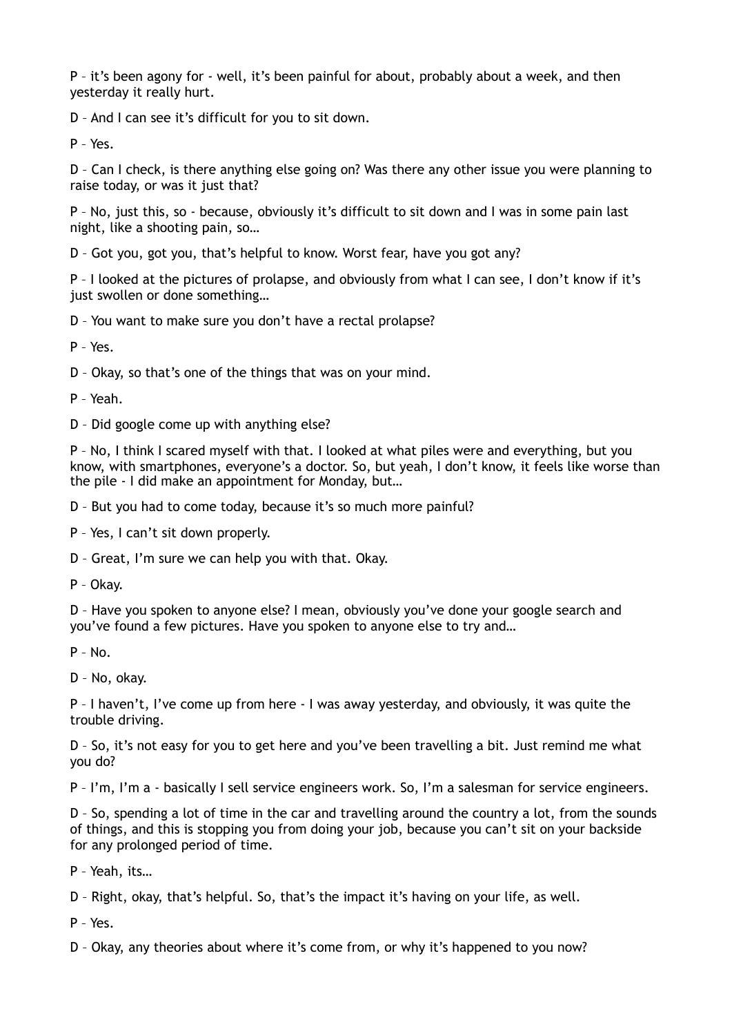P – it’s been agony for - well, it’s been painful for about, probably about a week, and then yesterday it really hurt.

D – And I can see it’s difficult for you to sit down.

P – Yes.

D – Can I check, is there anything else going on? Was there any other issue you were planning to raise today, or was it just that?

P – No, just this, so - because, obviously it’s difficult to sit down and I was in some pain last night, like a shooting pain, so…

D – Got you, got you, that’s helpful to know. Worst fear, have you got any?

P – I looked at the pictures of prolapse, and obviously from what I can see, I don’t know if it’s just swollen or done something…

D – You want to make sure you don’t have a rectal prolapse?

P – Yes.

D – Okay, so that’s one of the things that was on your mind.

P – Yeah.

D – Did google come up with anything else?

P – No, I think I scared myself with that. I looked at what piles were and everything, but you know, with smartphones, everyone’s a doctor. So, but yeah, I don’t know, it feels like worse than the pile - I did make an appointment for Monday, but…

D – But you had to come today, because it’s so much more painful?

P – Yes, I can’t sit down properly.

D – Great, I’m sure we can help you with that. Okay.

P – Okay.

D – Have you spoken to anyone else? I mean, obviously you’ve done your google search and you’ve found a few pictures. Have you spoken to anyone else to try and…

P – No.

D – No, okay.

P – I haven’t, I’ve come up from here - I was away yesterday, and obviously, it was quite the trouble driving.

D – So, it’s not easy for you to get here and you’ve been travelling a bit. Just remind me what you do?

P – I’m, I’m a - basically I sell service engineers work. So, I’m a salesman for service engineers.

D – So, spending a lot of time in the car and travelling around the country a lot, from the sounds of things, and this is stopping you from doing your job, because you can’t sit on your backside for any prolonged period of time.

P – Yeah, its…

D – Right, okay, that’s helpful. So, that’s the impact it’s having on your life, as well.

P – Yes.

D – Okay, any theories about where it’s come from, or why it’s happened to you now?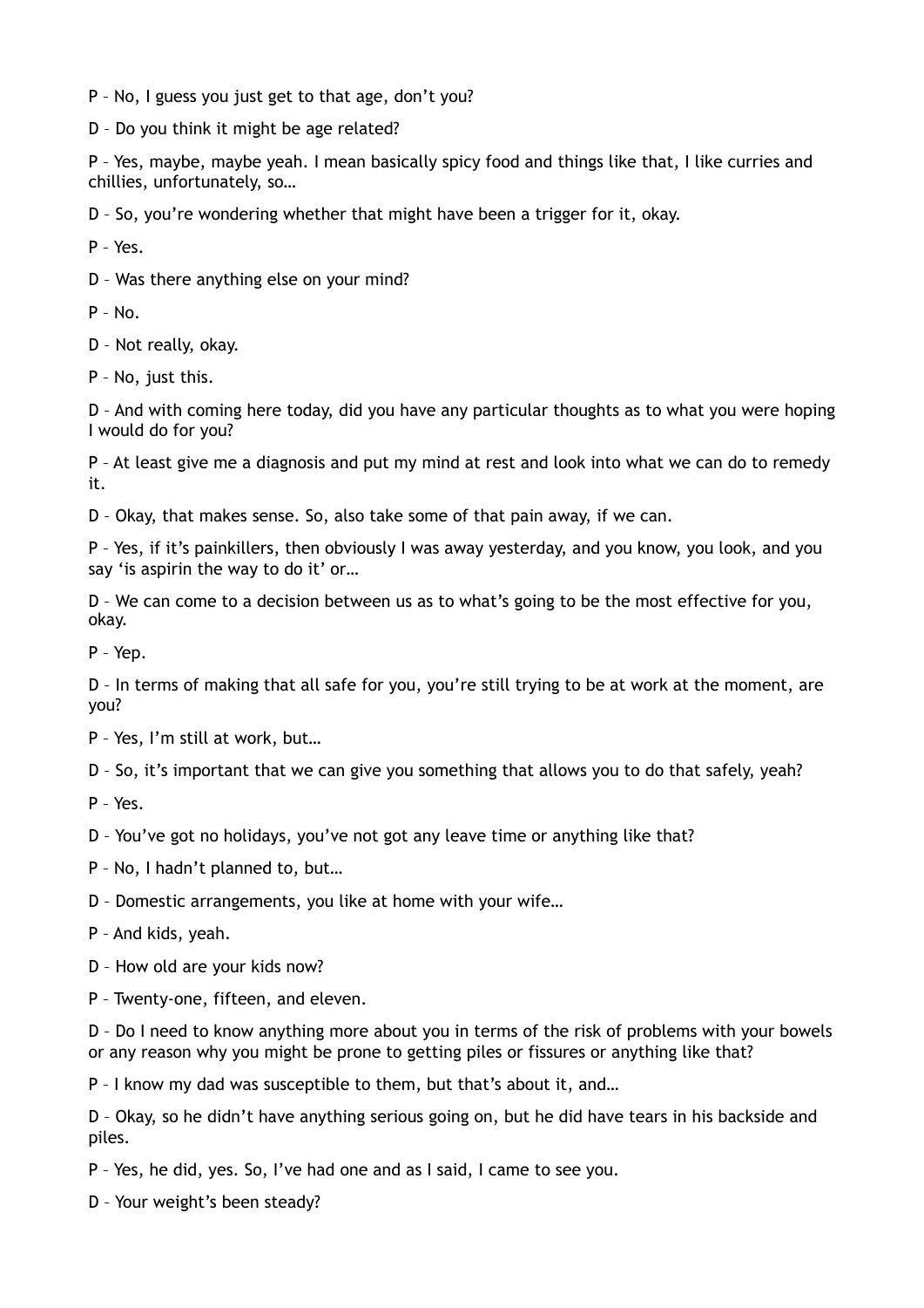P – No, I guess you just get to that age, don't you?

D – Do you think it might be age related?

P – Yes, maybe, maybe yeah. I mean basically spicy food and things like that, I like curries and chillies, unfortunately, so…

D – So, you're wondering whether that might have been a trigger for it, okay.

P – Yes.

D – Was there anything else on your mind?

P – No.

D – Not really, okay.

P – No, just this.

D – And with coming here today, did you have any particular thoughts as to what you were hoping I would do for you?

P – At least give me a diagnosis and put my mind at rest and look into what we can do to remedy it.

D – Okay, that makes sense. So, also take some of that pain away, if we can.

P – Yes, if it's painkillers, then obviously I was away yesterday, and you know, you look, and you say 'is aspirin the way to do it' or…

D – We can come to a decision between us as to what's going to be the most effective for you, okay.

P – Yep.

D – In terms of making that all safe for you, you're still trying to be at work at the moment, are you?

P – Yes, I'm still at work, but…

D – So, it's important that we can give you something that allows you to do that safely, yeah?

P – Yes.

D – You've got no holidays, you've not got any leave time or anything like that?

P – No, I hadn't planned to, but…

D – Domestic arrangements, you like at home with your wife…

P – And kids, yeah.

D – How old are your kids now?

P – Twenty-one, fifteen, and eleven.

D – Do I need to know anything more about you in terms of the risk of problems with your bowels or any reason why you might be prone to getting piles or fissures or anything like that?

P – I know my dad was susceptible to them, but that's about it, and…

D – Okay, so he didn't have anything serious going on, but he did have tears in his backside and piles.

P – Yes, he did, yes. So, I've had one and as I said, I came to see you.

D – Your weight's been steady?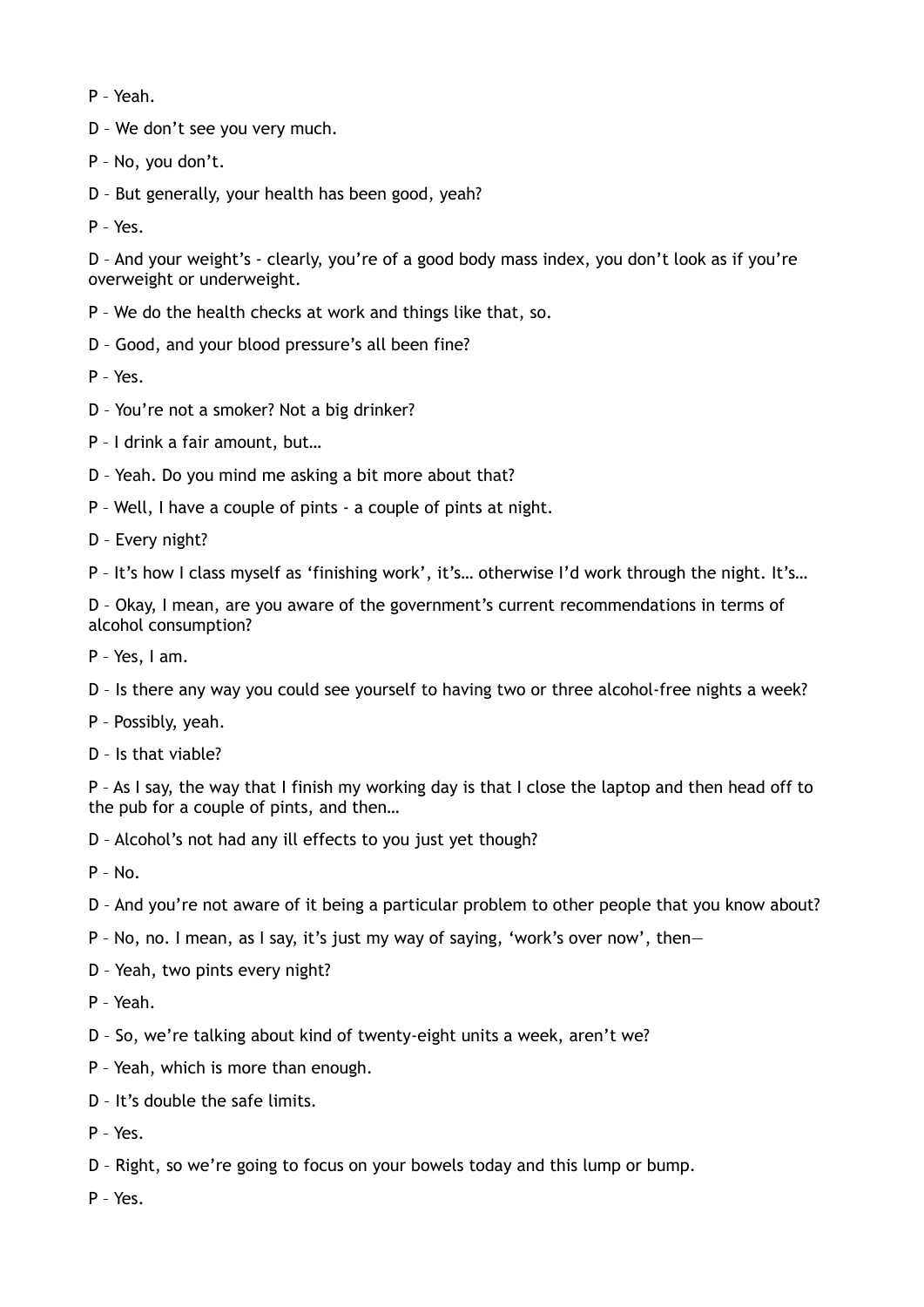P – Yeah.

D – We don't see you very much.

P – No, you don't.

D – But generally, your health has been good, yeah?

P – Yes.

D – And your weight's - clearly, you're of a good body mass index, you don't look as if you're overweight or underweight.

P – We do the health checks at work and things like that, so.

D – Good, and your blood pressure's all been fine?

P – Yes.

D – You're not a smoker? Not a big drinker?

P – I drink a fair amount, but…

D – Yeah. Do you mind me asking a bit more about that?

P – Well, I have a couple of pints - a couple of pints at night.

D – Every night?

P – It's how I class myself as 'finishing work', it's… otherwise I'd work through the night. It's…

D – Okay, I mean, are you aware of the government's current recommendations in terms of alcohol consumption?

P – Yes, I am.

D – Is there any way you could see yourself to having two or three alcohol-free nights a week?

P – Possibly, yeah.

D – Is that viable?

P – As I say, the way that I finish my working day is that I close the laptop and then head off to the pub for a couple of pints, and then…

D – Alcohol's not had any ill effects to you just yet though?

P – No.

D – And you're not aware of it being a particular problem to other people that you know about?

P – No, no. I mean, as I say, it's just my way of saying, 'work's over now', then—

D – Yeah, two pints every night?

P – Yeah.

D – So, we're talking about kind of twenty-eight units a week, aren't we?

P – Yeah, which is more than enough.

D – It's double the safe limits.

P – Yes.

D – Right, so we're going to focus on your bowels today and this lump or bump.

P – Yes.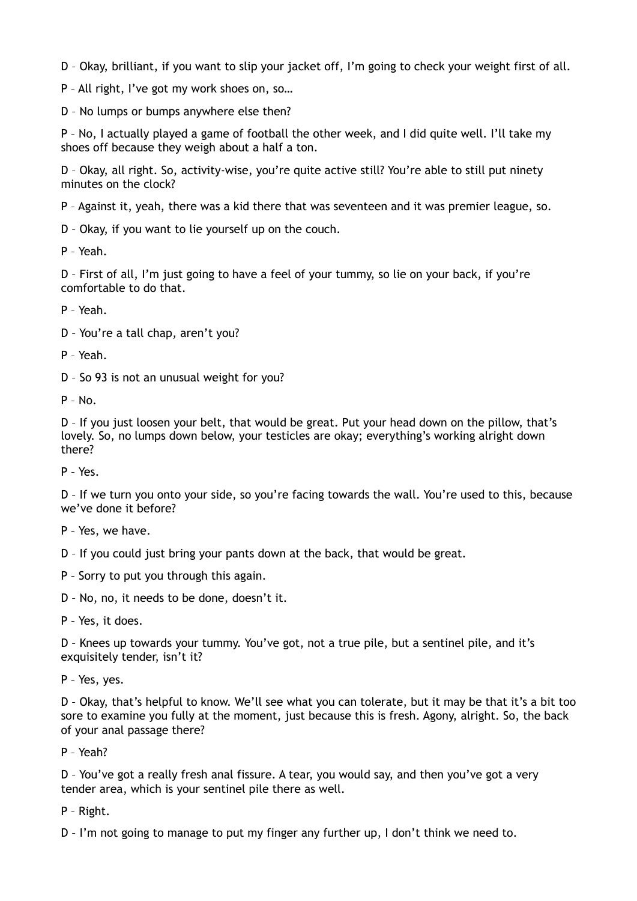D – Okay, brilliant, if you want to slip your jacket off, I'm going to check your weight first of all.

P – All right, I've got my work shoes on, so…

D – No lumps or bumps anywhere else then?

P – No, I actually played a game of football the other week, and I did quite well. I'll take my shoes off because they weigh about a half a ton.

D – Okay, all right. So, activity-wise, you're quite active still? You're able to still put ninety minutes on the clock?

P – Against it, yeah, there was a kid there that was seventeen and it was premier league, so.

D – Okay, if you want to lie yourself up on the couch.

P – Yeah.

D – First of all, I'm just going to have a feel of your tummy, so lie on your back, if you're comfortable to do that.

P – Yeah.

D – You're a tall chap, aren't you?

P – Yeah.

D – So 93 is not an unusual weight for you?

P – No.

D – If you just loosen your belt, that would be great. Put your head down on the pillow, that's lovely. So, no lumps down below, your testicles are okay; everything's working alright down there?

P – Yes.

D – If we turn you onto your side, so you're facing towards the wall. You're used to this, because we've done it before?

P – Yes, we have.

D – If you could just bring your pants down at the back, that would be great.

P – Sorry to put you through this again.

D – No, no, it needs to be done, doesn't it.

P – Yes, it does.

D – Knees up towards your tummy. You've got, not a true pile, but a sentinel pile, and it's exquisitely tender, isn't it?

P – Yes, yes.

D – Okay, that's helpful to know. We'll see what you can tolerate, but it may be that it's a bit too sore to examine you fully at the moment, just because this is fresh. Agony, alright. So, the back of your anal passage there?

P – Yeah?

D – You've got a really fresh anal fissure. A tear, you would say, and then you've got a very tender area, which is your sentinel pile there as well.

P – Right.

D – I'm not going to manage to put my finger any further up, I don't think we need to.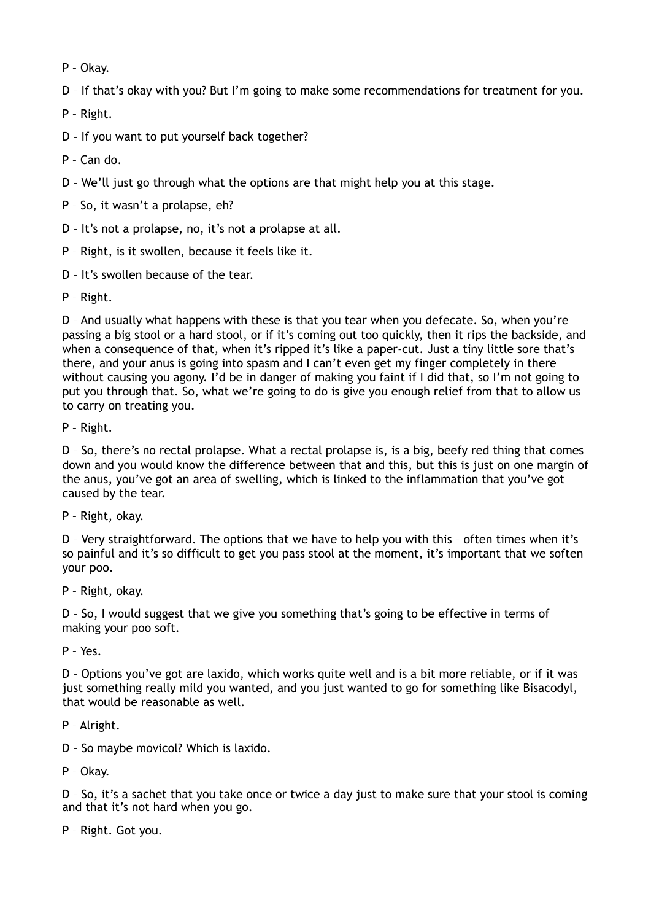P – Okay.

D – If that's okay with you? But I'm going to make some recommendations for treatment for you.

P – Right.

D – If you want to put yourself back together?

P – Can do.

D – We'll just go through what the options are that might help you at this stage.

P – So, it wasn't a prolapse, eh?

D – It's not a prolapse, no, it's not a prolapse at all.

P – Right, is it swollen, because it feels like it.

D – It's swollen because of the tear.

P – Right.

D – And usually what happens with these is that you tear when you defecate. So, when you're passing a big stool or a hard stool, or if it's coming out too quickly, then it rips the backside, and when a consequence of that, when it's ripped it's like a paper-cut. Just a tiny little sore that's there, and your anus is going into spasm and I can't even get my finger completely in there without causing you agony. I'd be in danger of making you faint if I did that, so I'm not going to put you through that. So, what we're going to do is give you enough relief from that to allow us to carry on treating you.

P – Right.

D – So, there's no rectal prolapse. What a rectal prolapse is, is a big, beefy red thing that comes down and you would know the difference between that and this, but this is just on one margin of the anus, you've got an area of swelling, which is linked to the inflammation that you've got caused by the tear.

P – Right, okay.

D – Very straightforward. The options that we have to help you with this – often times when it's so painful and it's so difficult to get you pass stool at the moment, it's important that we soften your poo.

P – Right, okay.

D – So, I would suggest that we give you something that's going to be effective in terms of making your poo soft.

P – Yes.

D – Options you've got are laxido, which works quite well and is a bit more reliable, or if it was just something really mild you wanted, and you just wanted to go for something like Bisacodyl, that would be reasonable as well.

P – Alright.

D – So maybe movicol? Which is laxido.

P – Okay.

D – So, it's a sachet that you take once or twice a day just to make sure that your stool is coming and that it's not hard when you go.

P – Right. Got you.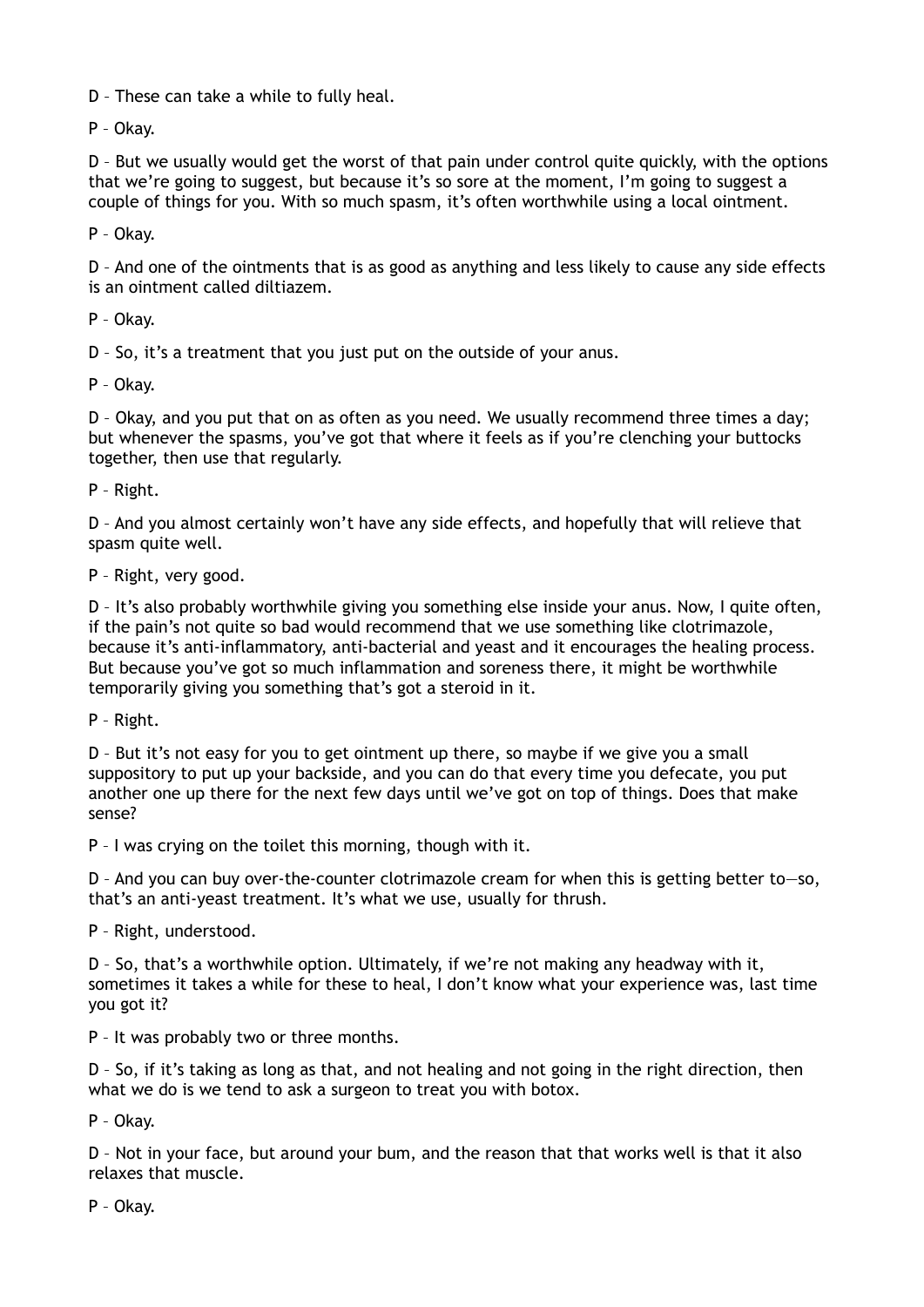D – These can take a while to fully heal.

P – Okay.

D – But we usually would get the worst of that pain under control quite quickly, with the options that we're going to suggest, but because it's so sore at the moment, I'm going to suggest a couple of things for you. With so much spasm, it's often worthwhile using a local ointment.

P – Okay.

D – And one of the ointments that is as good as anything and less likely to cause any side effects is an ointment called diltiazem.

P – Okay.

D – So, it's a treatment that you just put on the outside of your anus.

P – Okay.

D – Okay, and you put that on as often as you need. We usually recommend three times a day; but whenever the spasms, you've got that where it feels as if you're clenching your buttocks together, then use that regularly.

P – Right.

D – And you almost certainly won't have any side effects, and hopefully that will relieve that spasm quite well.

P – Right, very good.

D – It's also probably worthwhile giving you something else inside your anus. Now, I quite often, if the pain's not quite so bad would recommend that we use something like clotrimazole, because it's anti-inflammatory, anti-bacterial and yeast and it encourages the healing process. But because you've got so much inflammation and soreness there, it might be worthwhile temporarily giving you something that's got a steroid in it.

P – Right.

D – But it's not easy for you to get ointment up there, so maybe if we give you a small suppository to put up your backside, and you can do that every time you defecate, you put another one up there for the next few days until we've got on top of things. Does that make sense?

P – I was crying on the toilet this morning, though with it.

D – And you can buy over-the-counter clotrimazole cream for when this is getting better to—so, that's an anti-yeast treatment. It's what we use, usually for thrush.

P – Right, understood.

D – So, that's a worthwhile option. Ultimately, if we're not making any headway with it, sometimes it takes a while for these to heal, I don't know what your experience was, last time you got it?

P – It was probably two or three months.

D – So, if it's taking as long as that, and not healing and not going in the right direction, then what we do is we tend to ask a surgeon to treat you with botox.

P – Okay.

D – Not in your face, but around your bum, and the reason that that works well is that it also relaxes that muscle.

P – Okay.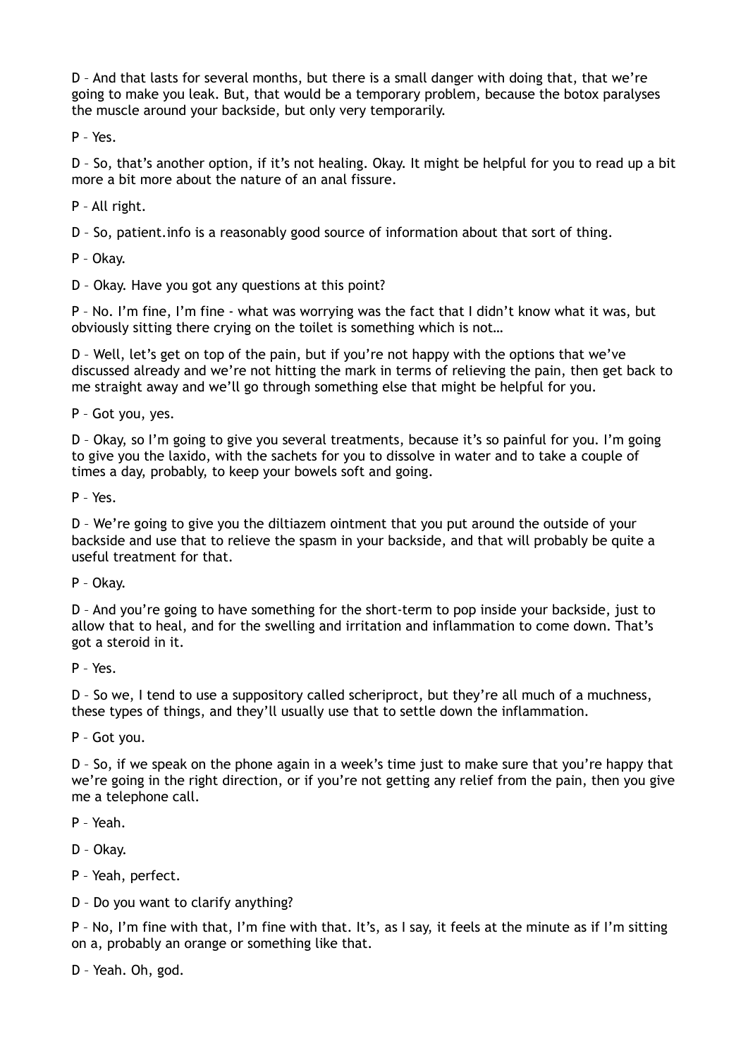D – And that lasts for several months, but there is a small danger with doing that, that we're going to make you leak. But, that would be a temporary problem, because the botox paralyses the muscle around your backside, but only very temporarily.

P – Yes.

D – So, that's another option, if it's not healing. Okay. It might be helpful for you to read up a bit more a bit more about the nature of an anal fissure.

P – All right.

D – So, patient.info is a reasonably good source of information about that sort of thing.

P – Okay.

D – Okay. Have you got any questions at this point?

P – No. I'm fine, I'm fine - what was worrying was the fact that I didn't know what it was, but obviously sitting there crying on the toilet is something which is not…

D – Well, let's get on top of the pain, but if you're not happy with the options that we've discussed already and we're not hitting the mark in terms of relieving the pain, then get back to me straight away and we'll go through something else that might be helpful for you.

P – Got you, yes.

D – Okay, so I'm going to give you several treatments, because it's so painful for you. I'm going to give you the laxido, with the sachets for you to dissolve in water and to take a couple of times a day, probably, to keep your bowels soft and going.

P – Yes.

D – We're going to give you the diltiazem ointment that you put around the outside of your backside and use that to relieve the spasm in your backside, and that will probably be quite a useful treatment for that.

P – Okay.

D – And you're going to have something for the short-term to pop inside your backside, just to allow that to heal, and for the swelling and irritation and inflammation to come down. That's got a steroid in it.

P – Yes.

D – So we, I tend to use a suppository called scheriproct, but they're all much of a muchness, these types of things, and they'll usually use that to settle down the inflammation.

P – Got you.

D – So, if we speak on the phone again in a week's time just to make sure that you're happy that we're going in the right direction, or if you're not getting any relief from the pain, then you give me a telephone call.

P – Yeah.

D – Okay.

P – Yeah, perfect.

D – Do you want to clarify anything?

P – No, I'm fine with that, I'm fine with that. It's, as I say, it feels at the minute as if I'm sitting on a, probably an orange or something like that.

D – Yeah. Oh, god.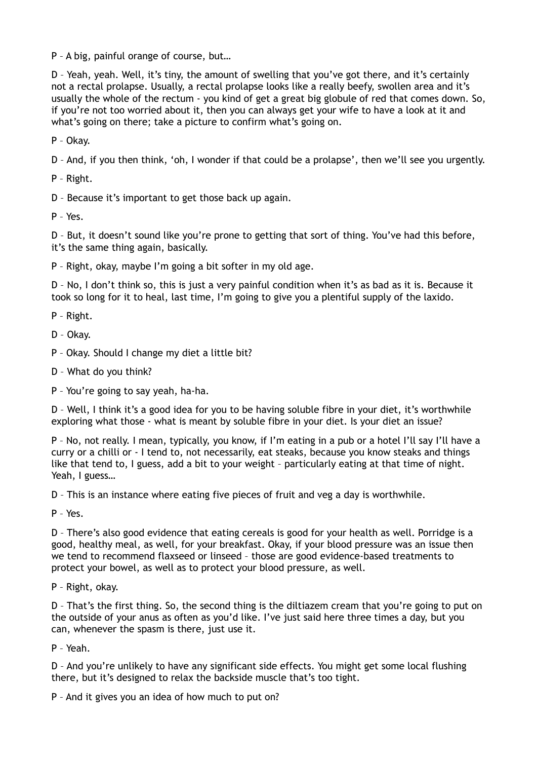P – A big, painful orange of course, but…

D – Yeah, yeah. Well, it's tiny, the amount of swelling that you've got there, and it's certainly not a rectal prolapse. Usually, a rectal prolapse looks like a really beefy, swollen area and it's usually the whole of the rectum - you kind of get a great big globule of red that comes down. So, if you're not too worried about it, then you can always get your wife to have a look at it and what's going on there; take a picture to confirm what's going on.

P – Okay.

D – And, if you then think, 'oh, I wonder if that could be a prolapse', then we'll see you urgently.

P – Right.

D – Because it's important to get those back up again.

P – Yes.

D – But, it doesn't sound like you're prone to getting that sort of thing. You've had this before, it's the same thing again, basically.

P – Right, okay, maybe I'm going a bit softer in my old age.

D – No, I don't think so, this is just a very painful condition when it's as bad as it is. Because it took so long for it to heal, last time, I'm going to give you a plentiful supply of the laxido.

P – Right.

D – Okay.

P – Okay. Should I change my diet a little bit?

D – What do you think?

P – You're going to say yeah, ha-ha.

D – Well, I think it's a good idea for you to be having soluble fibre in your diet, it's worthwhile exploring what those - what is meant by soluble fibre in your diet. Is your diet an issue?

P – No, not really. I mean, typically, you know, if I'm eating in a pub or a hotel I'll say I'll have a curry or a chilli or - I tend to, not necessarily, eat steaks, because you know steaks and things like that tend to, I guess, add a bit to your weight – particularly eating at that time of night. Yeah, I guess…

D – This is an instance where eating five pieces of fruit and veg a day is worthwhile.

P – Yes.

D – There's also good evidence that eating cereals is good for your health as well. Porridge is a good, healthy meal, as well, for your breakfast. Okay, if your blood pressure was an issue then we tend to recommend flaxseed or linseed – those are good evidence-based treatments to protect your bowel, as well as to protect your blood pressure, as well.

P – Right, okay.

D – That's the first thing. So, the second thing is the diltiazem cream that you're going to put on the outside of your anus as often as you'd like. I've just said here three times a day, but you can, whenever the spasm is there, just use it.

P – Yeah.

D – And you're unlikely to have any significant side effects. You might get some local flushing there, but it's designed to relax the backside muscle that's too tight.

P – And it gives you an idea of how much to put on?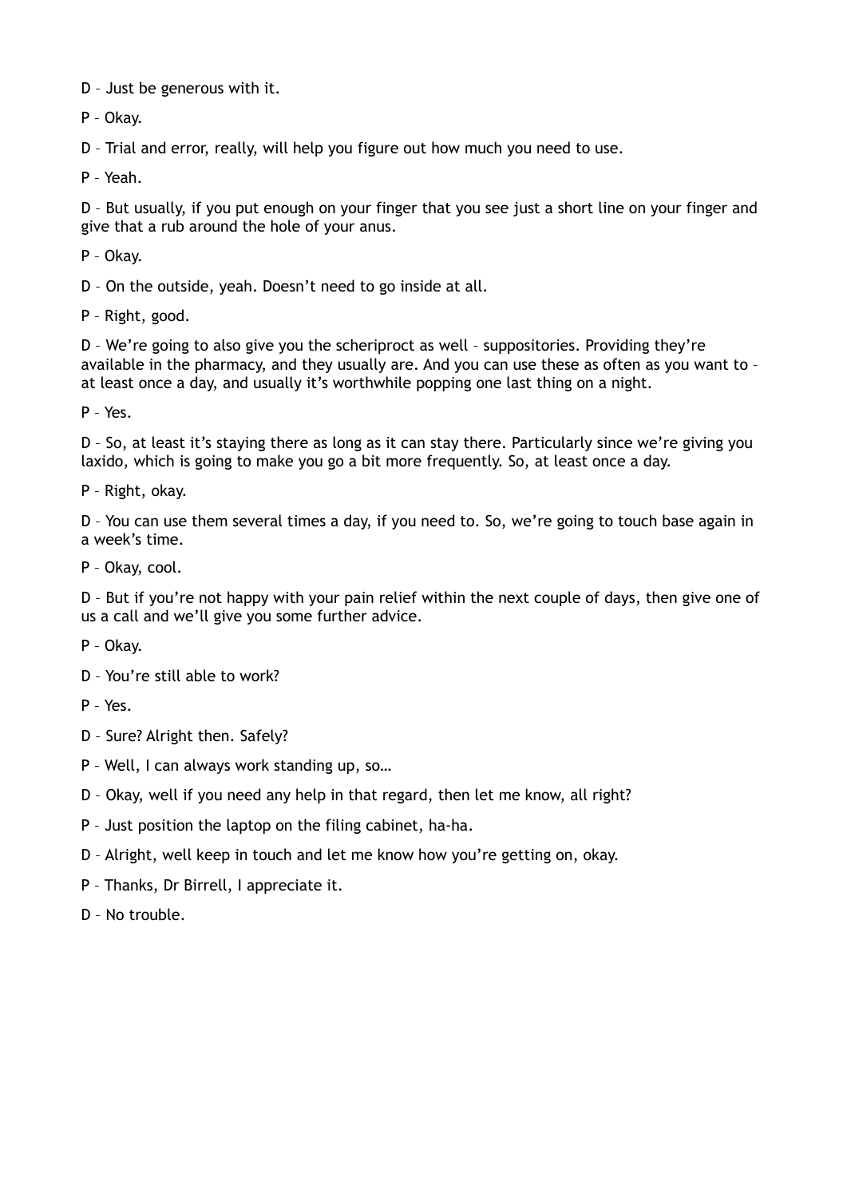D – Just be generous with it.

P – Okay.

D – Trial and error, really, will help you figure out how much you need to use.

P – Yeah.

D – But usually, if you put enough on your finger that you see just a short line on your finger and give that a rub around the hole of your anus.

P – Okay.

D – On the outside, yeah. Doesn't need to go inside at all.

P – Right, good.

D – We're going to also give you the scheriproct as well – suppositories. Providing they're available in the pharmacy, and they usually are. And you can use these as often as you want to – at least once a day, and usually it's worthwhile popping one last thing on a night.

P – Yes.

D – So, at least it's staying there as long as it can stay there. Particularly since we're giving you laxido, which is going to make you go a bit more frequently. So, at least once a day.

P – Right, okay.

D – You can use them several times a day, if you need to. So, we're going to touch base again in a week's time.

P – Okay, cool.

D – But if you're not happy with your pain relief within the next couple of days, then give one of us a call and we'll give you some further advice.

P – Okay.

D – You're still able to work?

P – Yes.

D – Sure? Alright then. Safely?

P – Well, I can always work standing up, so…

D – Okay, well if you need any help in that regard, then let me know, all right?

P – Just position the laptop on the filing cabinet, ha-ha.

D – Alright, well keep in touch and let me know how you're getting on, okay.

P – Thanks, Dr Birrell, I appreciate it.

D – No trouble.